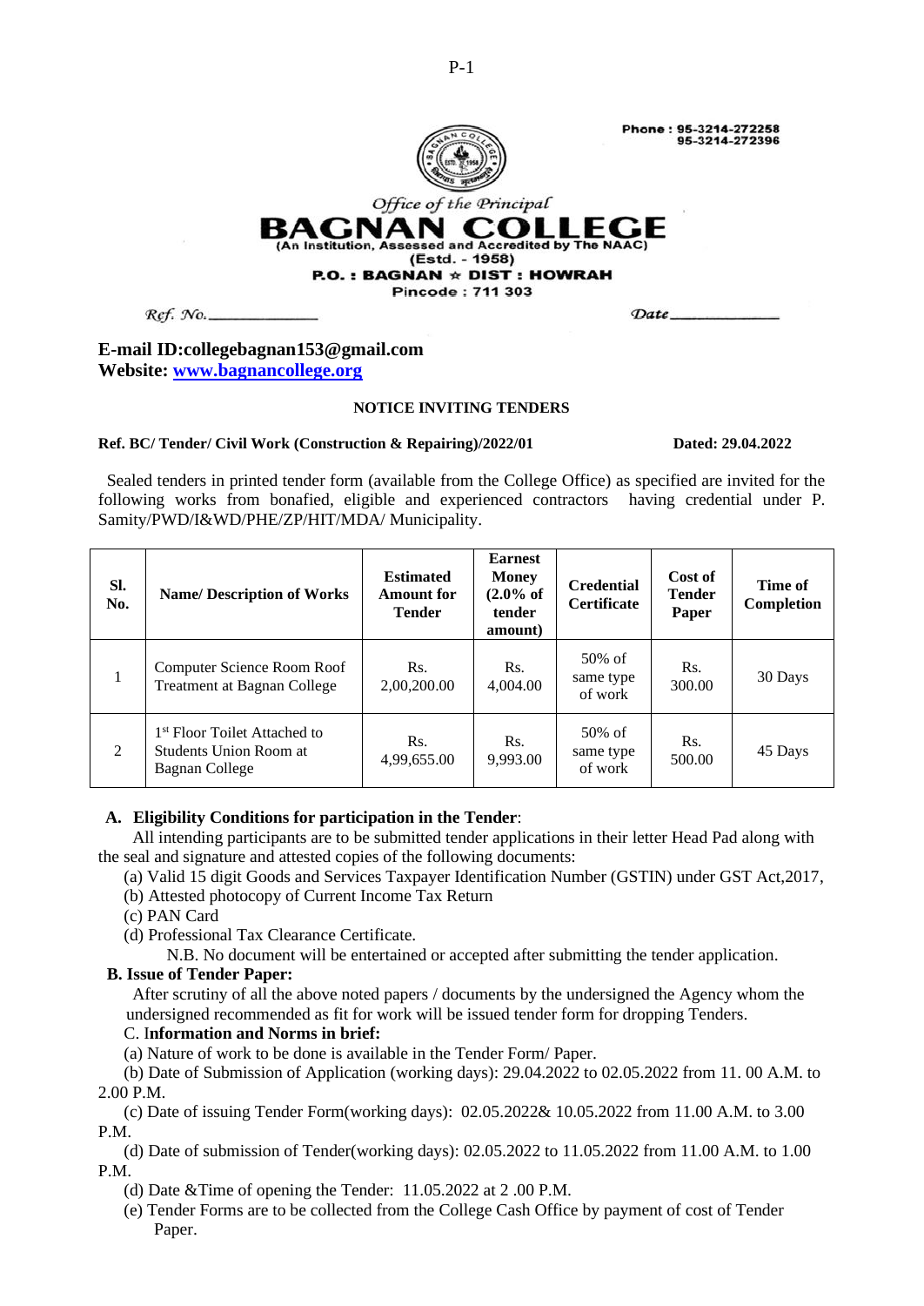Phone : 95-3214-272258
95-3214-272396

*Office of the Principal*

# BAGNAN COLLEGE

(An Institution, Assessed and Accredited by The NAAC)
(Estd. - 1958)
**P.O. : BAGNAN ☆ DIST : HOWRAH**
Pincode : 711 303

*Ref. No.*_____________ *Date*_____________

**E-mail ID:collegebagnan153@gmail.com**
**Website: www.bagnancollege.org**

### NOTICE INVITING TENDERS

**Ref. BC/ Tender/ Civil Work (Construction & Repairing)/2022/01** **Dated: 29.04.2022**

Sealed tenders in printed tender form (available from the College Office) as specified are invited for the following works from bonafied, eligible and experienced contractors having credential under P. Samity/PWD/I&WD/PHE/ZP/HIT/MDA/ Municipality.

| Sl. No. | Name/ Description of Works | Estimated Amount for Tender | Earnest Money (2.0% of tender amount) | Credential Certificate | Cost of Tender Paper | Time of Completion |
|---|---|---|---|---|---|---|
| 1 | Computer Science Room Roof Treatment at Bagnan College | Rs. 2,00,200.00 | Rs. 4,004.00 | 50% of same type of work | Rs. 300.00 | 30 Days |
| 2 | 1st Floor Toilet Attached to Students Union Room at Bagnan College | Rs. 4,99,655.00 | Rs. 9,993.00 | 50% of same type of work | Rs. 500.00 | 45 Days |

**A. Eligibility Conditions for participation in the Tender**:

All intending participants are to be submitted tender applications in their letter Head Pad along with the seal and signature and attested copies of the following documents:

(a) Valid 15 digit Goods and Services Taxpayer Identification Number (GSTIN) under GST Act,2017,
(b) Attested photocopy of Current Income Tax Return
(c) PAN Card
(d) Professional Tax Clearance Certificate.

N.B. No document will be entertained or accepted after submitting the tender application.

**B. Issue of Tender Paper:**

After scrutiny of all the above noted papers / documents by the undersigned the Agency whom the undersigned recommended as fit for work will be issued tender form for dropping Tenders.

C. I**nformation and Norms in brief:**

(a) Nature of work to be done is available in the Tender Form/ Paper.
(b) Date of Submission of Application (working days): 29.04.2022 to 02.05.2022 from 11. 00 A.M. to 2.00 P.M.
(c) Date of issuing Tender Form(working days): 02.05.2022& 10.05.2022 from 11.00 A.M. to 3.00 P.M.
(d) Date of submission of Tender(working days): 02.05.2022 to 11.05.2022 from 11.00 A.M. to 1.00 P.M.
(d) Date &Time of opening the Tender: 11.05.2022 at 2 .00 P.M.
(e) Tender Forms are to be collected from the College Cash Office by payment of cost of Tender Paper.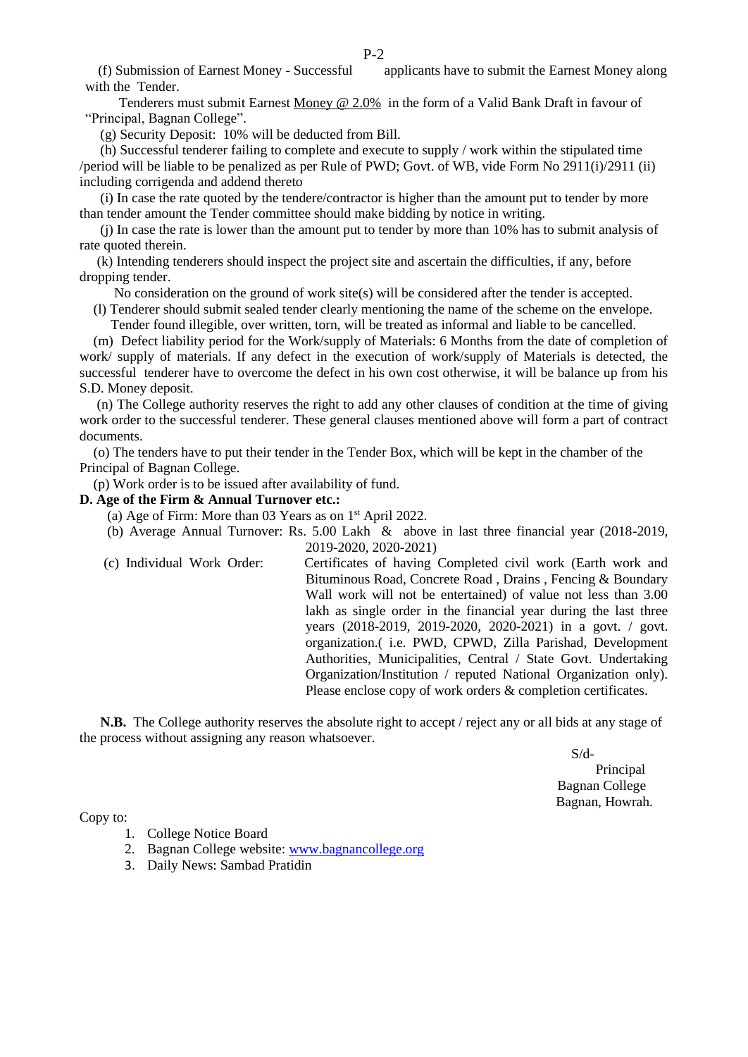(f) Submission of Earnest Money - Successful applicants have to submit the Earnest Money along with the Tender.

Tenderers must submit Earnest Money @ 2.0% in the form of a Valid Bank Draft in favour of "Principal, Bagnan College".

(g) Security Deposit: 10% will be deducted from Bill.

(h) Successful tenderer failing to complete and execute to supply / work within the stipulated time /period will be liable to be penalized as per Rule of PWD; Govt. of WB, vide Form No 2911(i)/2911 (ii) including corrigenda and addend thereto

(i) In case the rate quoted by the tendere/contractor is higher than the amount put to tender by more than tender amount the Tender committee should make bidding by notice in writing.

(j) In case the rate is lower than the amount put to tender by more than 10% has to submit analysis of rate quoted therein.

(k) Intending tenderers should inspect the project site and ascertain the difficulties, if any, before dropping tender.

No consideration on the ground of work site(s) will be considered after the tender is accepted.

(l) Tenderer should submit sealed tender clearly mentioning the name of the scheme on the envelope. Tender found illegible, over written, torn, will be treated as informal and liable to be cancelled.

(m) Defect liability period for the Work/supply of Materials: 6 Months from the date of completion of work/ supply of materials. If any defect in the execution of work/supply of Materials is detected, the successful tenderer have to overcome the defect in his own cost otherwise, it will be balance up from his S.D. Money deposit.

(n) The College authority reserves the right to add any other clauses of condition at the time of giving work order to the successful tenderer. These general clauses mentioned above will form a part of contract documents.

(o) The tenders have to put their tender in the Tender Box, which will be kept in the chamber of the Principal of Bagnan College.

(p) Work order is to be issued after availability of fund.

**D. Age of the Firm & Annual Turnover etc.:**

(a) Age of Firm: More than 03 Years as on 1st April 2022.

(b) Average Annual Turnover: Rs. 5.00 Lakh & above in last three financial year (2018-2019, 2019-2020, 2020-2021)

(c) Individual Work Order: Certificates of having Completed civil work (Earth work and Bituminous Road, Concrete Road , Drains , Fencing & Boundary Wall work will not be entertained) of value not less than 3.00 lakh as single order in the financial year during the last three years (2018-2019, 2019-2020, 2020-2021) in a govt. / govt. organization.( i.e. PWD, CPWD, Zilla Parishad, Development Authorities, Municipalities, Central / State Govt. Undertaking Organization/Institution / reputed National Organization only). Please enclose copy of work orders & completion certificates.

**N.B.** The College authority reserves the absolute right to accept / reject any or all bids at any stage of the process without assigning any reason whatsoever.

S/d-
Principal
Bagnan College
Bagnan, Howrah.

Copy to:

1. College Notice Board
2. Bagnan College website: www.bagnancollege.org
3. Daily News: Sambad Pratidin